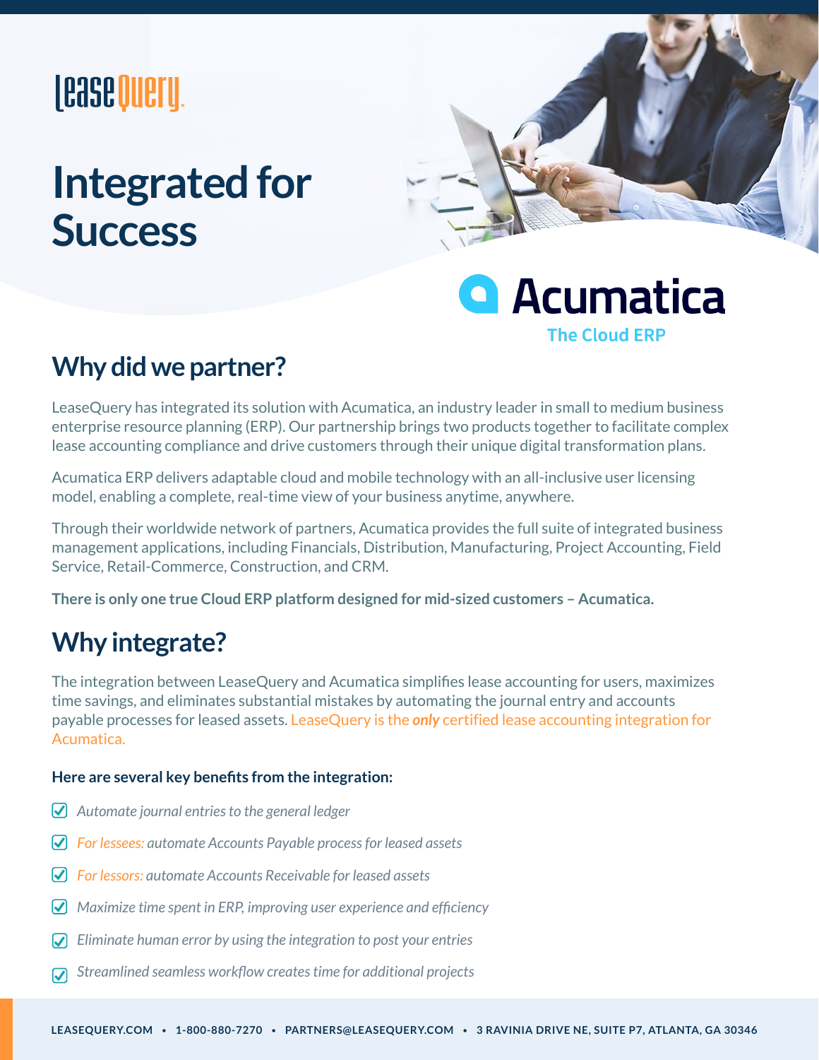LeaseQuery

# Integrated for Success

Acumatica
The Cloud ERP

## Why did we partner?

LeaseQuery has integrated its solution with Acumatica, an industry leader in small to medium business enterprise resource planning (ERP). Our partnership brings two products together to facilitate complex lease accounting compliance and drive customers through their unique digital transformation plans.

Acumatica ERP delivers adaptable cloud and mobile technology with an all-inclusive user licensing model, enabling a complete, real-time view of your business anytime, anywhere.

Through their worldwide network of partners, Acumatica provides the full suite of integrated business management applications, including Financials, Distribution, Manufacturing, Project Accounting, Field Service, Retail-Commerce, Construction, and CRM.

**There is only one true Cloud ERP platform designed for mid-sized customers – Acumatica.**

## Why integrate?

The integration between LeaseQuery and Acumatica simplifies lease accounting for users, maximizes time savings, and eliminates substantial mistakes by automating the journal entry and accounts payable processes for leased assets. LeaseQuery is the ***only*** certified lease accounting integration for Acumatica.

**Here are several key benefits from the integration:**

- *Automate journal entries to the general ledger*
- *For lessees: automate Accounts Payable process for leased assets*
- *For lessors: automate Accounts Receivable for leased assets*
- *Maximize time spent in ERP, improving user experience and efficiency*
- *Eliminate human error by using the integration to post your entries*
- *Streamlined seamless workflow creates time for additional projects*

LEASEQUERY.COM • 1-800-880-7270 • PARTNERS@LEASEQUERY.COM • 3 RAVINIA DRIVE NE, SUITE P7, ATLANTA, GA 30346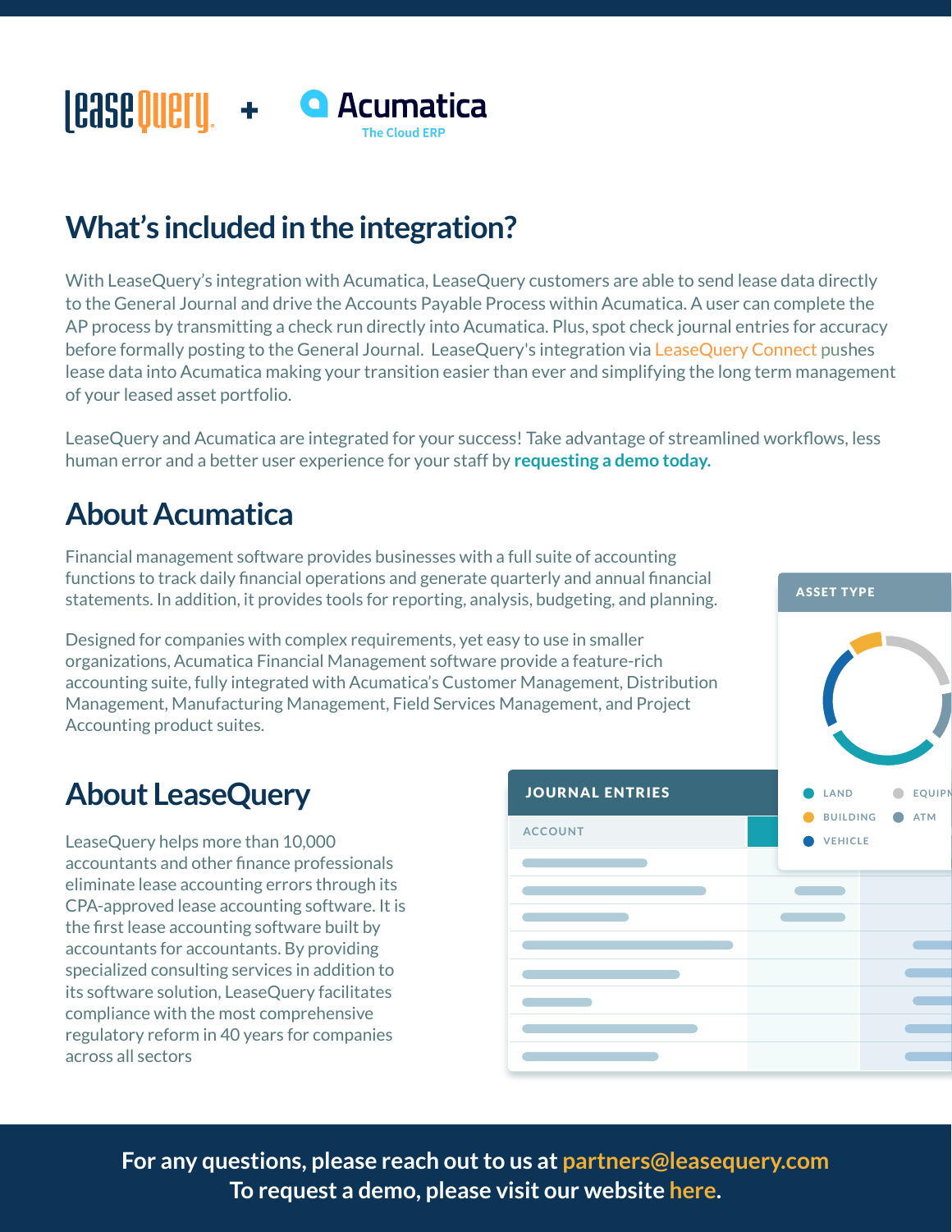LeaseQuery + Acumatica The Cloud ERP

## What's included in the integration?

With LeaseQuery's integration with Acumatica, LeaseQuery customers are able to send lease data directly to the General Journal and drive the Accounts Payable Process within Acumatica. A user can complete the AP process by transmitting a check run directly into Acumatica. Plus, spot check journal entries for accuracy before formally posting to the General Journal. LeaseQuery's integration via LeaseQuery Connect pushes lease data into Acumatica making your transition easier than ever and simplifying the long term management of your leased asset portfolio.

LeaseQuery and Acumatica are integrated for your success! Take advantage of streamlined workflows, less human error and a better user experience for your staff by **requesting a demo today.**

## About Acumatica

Financial management software provides businesses with a full suite of accounting functions to track daily financial operations and generate quarterly and annual financial statements. In addition, it provides tools for reporting, analysis, budgeting, and planning.

Designed for companies with complex requirements, yet easy to use in smaller organizations, Acumatica Financial Management software provide a feature-rich accounting suite, fully integrated with Acumatica's Customer Management, Distribution Management, Manufacturing Management, Field Services Management, and Project Accounting product suites.

## About LeaseQuery

LeaseQuery helps more than 10,000 accountants and other finance professionals eliminate lease accounting errors through its CPA-approved lease accounting software. It is the first lease accounting software built by accountants for accountants. By providing specialized consulting services in addition to its software solution, LeaseQuery facilitates compliance with the most comprehensive regulatory reform in 40 years for companies across all sectors

**For any questions, please reach out to us at partners@leasequery.com**
**To request a demo, please visit our website here.**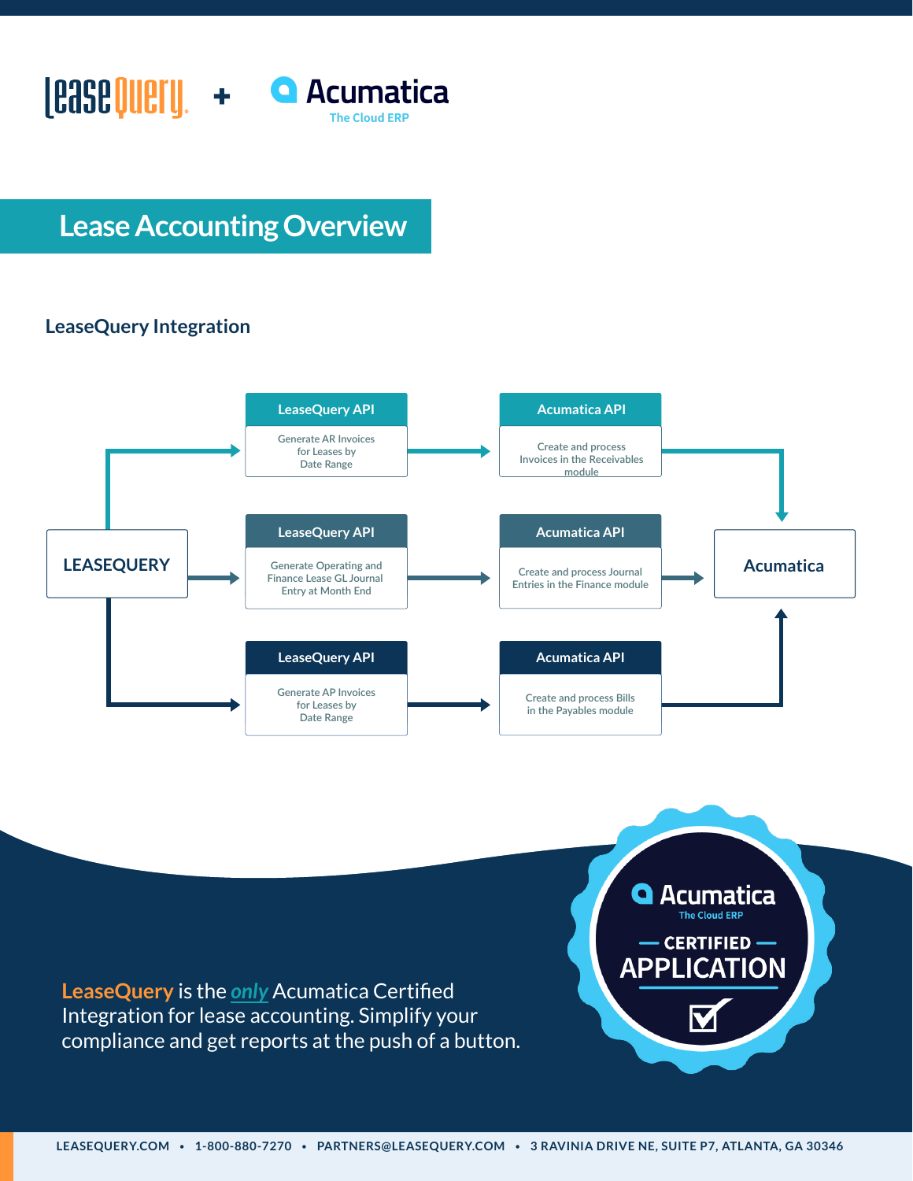leasequery + Acumatica
The Cloud ERP

# Lease Accounting Overview

## LeaseQuery Integration

LEASEQUERY

LeaseQuery API
Generate AR Invoices for Leases by Date Range

Acumatica API
Create and process Invoices in the Receivables module

LeaseQuery API
Generate Operating and Finance Lease GL Journal Entry at Month End

Acumatica API
Create and process Journal Entries in the Finance module

LeaseQuery API
Generate AP Invoices for Leases by Date Range

Acumatica API
Create and process Bills in the Payables module

Acumatica

LeaseQuery is the *only* Acumatica Certified Integration for lease accounting. Simplify your compliance and get reports at the push of a button.

Acumatica
The Cloud ERP
CERTIFIED
APPLICATION

LEASEQUERY.COM • 1-800-880-7270 • PARTNERS@LEASEQUERY.COM • 3 RAVINIA DRIVE NE, SUITE P7, ATLANTA, GA 30346